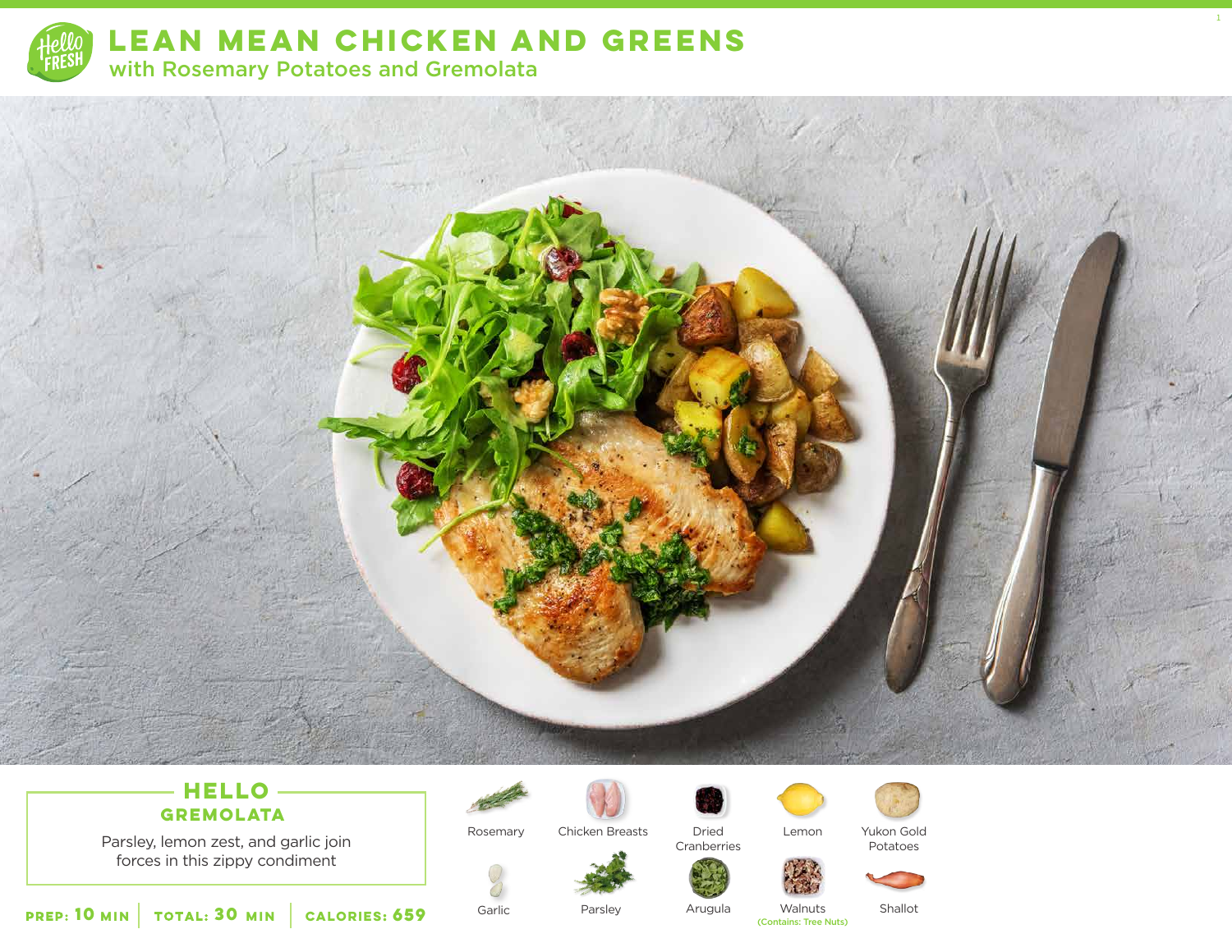# LEAN MEAN CHICKEN AND GREENS

## with Rosemary Potatoes and Gremolata

### HELLO GREMOLATA

Parsley, lemon zest, and garlic join forces in this zippy condiment

**PREP: 10 MIN** | **TOTAL: 30 MIN** | **CALORIES: 659**

- Rosemary
- Chicken Breasts
- Dried Cranberries
- Lemon
- Yukon Gold Potatoes
- Garlic
- Parsley
- Arugula
- Walnuts (Contains: Tree Nuts)
- Shallot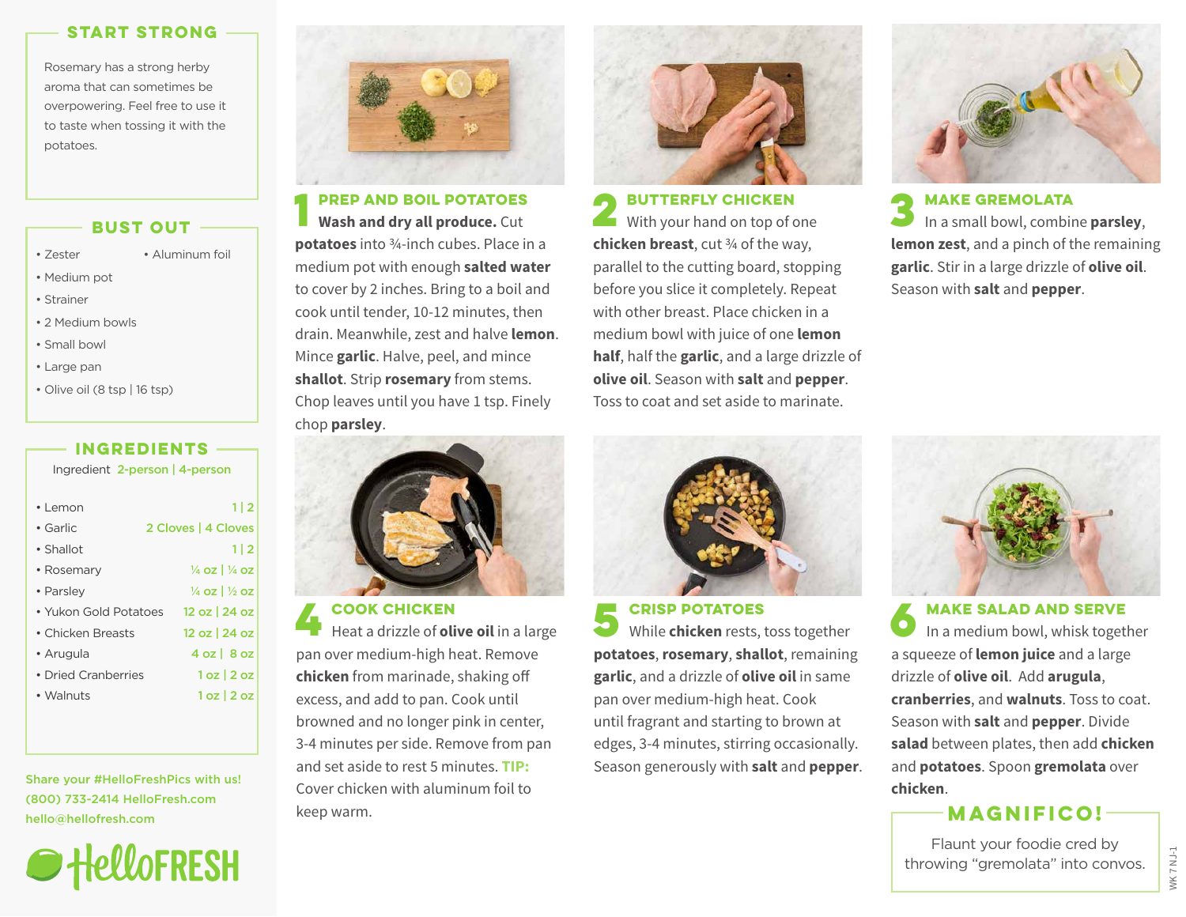## START STRONG

Rosemary has a strong herby aroma that can sometimes be overpowering. Feel free to use it to taste when tossing it with the potatoes.

## BUST OUT

- Zester
- Aluminum foil
- Medium pot
- Strainer
- 2 Medium bowls
- Small bowl
- Large pan
- Olive oil (8 tsp | 16 tsp)

## INGREDIENTS

| Ingredient | 2-person \| 4-person |
|---|---|
| Lemon | 1 \| 2 |
| Garlic | 2 Cloves \| 4 Cloves |
| Shallot | 1 \| 2 |
| Rosemary | ¼ oz \| ¼ oz |
| Parsley | ¼ oz \| ½ oz |
| Yukon Gold Potatoes | 12 oz \| 24 oz |
| Chicken Breasts | 12 oz \| 24 oz |
| Arugula | 4 oz \| 8 oz |
| Dried Cranberries | 1 oz \| 2 oz |
| Walnuts | 1 oz \| 2 oz |

Share your #HelloFreshPics with us!
(800) 733-2414 HelloFresh.com
hello@hellofresh.com

HelloFRESH

### 1 PREP AND BOIL POTATOES

**Wash and dry all produce.** Cut **potatoes** into ¾-inch cubes. Place in a medium pot with enough **salted water** to cover by 2 inches. Bring to a boil and cook until tender, 10-12 minutes, then drain. Meanwhile, zest and halve **lemon**. Mince **garlic**. Halve, peel, and mince **shallot**. Strip **rosemary** from stems. Chop leaves until you have 1 tsp. Finely chop **parsley**.

### 2 BUTTERFLY CHICKEN

With your hand on top of one **chicken breast**, cut ¾ of the way, parallel to the cutting board, stopping before you slice it completely. Repeat with other breast. Place chicken in a medium bowl with juice of one **lemon half**, half the **garlic**, and a large drizzle of **olive oil**. Season with **salt** and **pepper**. Toss to coat and set aside to marinate.

### 3 MAKE GREMOLATA

In a small bowl, combine **parsley**, **lemon zest**, and a pinch of the remaining **garlic**. Stir in a large drizzle of **olive oil**. Season with **salt** and **pepper**.

### 4 COOK CHICKEN

Heat a drizzle of **olive oil** in a large pan over medium-high heat. Remove **chicken** from marinade, shaking off excess, and add to pan. Cook until browned and no longer pink in center, 3-4 minutes per side. Remove from pan and set aside to rest 5 minutes. **TIP:** Cover chicken with aluminum foil to keep warm.

### 5 CRISP POTATOES

While **chicken** rests, toss together **potatoes**, **rosemary**, **shallot**, remaining **garlic**, and a drizzle of **olive oil** in same pan over medium-high heat. Cook until fragrant and starting to brown at edges, 3-4 minutes, stirring occasionally. Season generously with **salt** and **pepper**.

### 6 MAKE SALAD AND SERVE

In a medium bowl, whisk together a squeeze of **lemon juice** and a large drizzle of **olive oil**. Add **arugula**, **cranberries**, and **walnuts**. Toss to coat. Season with **salt** and **pepper**. Divide **salad** between plates, then add **chicken** and **potatoes**. Spoon **gremolata** over **chicken**.

## MAGNIFICO!

Flaunt your foodie cred by throwing "gremolata" into convos.

WK 7 NJ-1